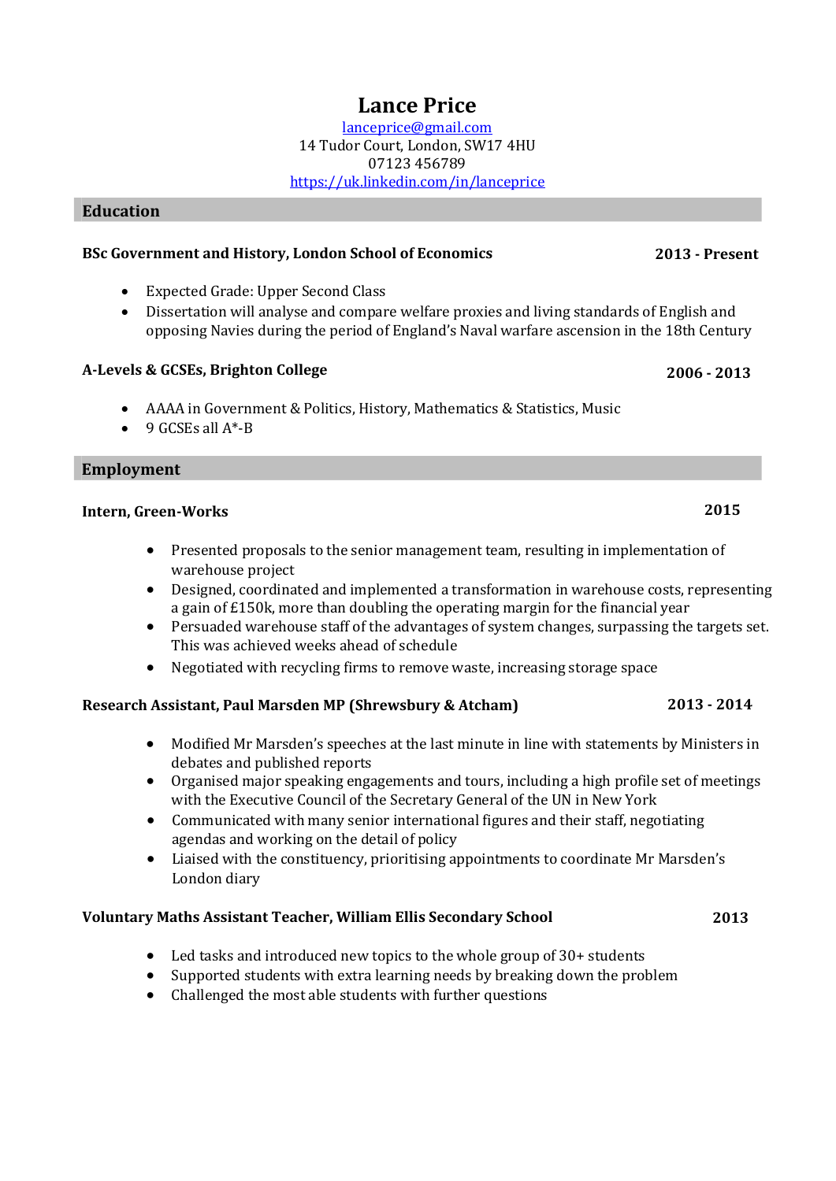# Lance Price

[lanceprice@gmail.com](mailto:lanceprice@gmail.com)
14 Tudor Court, London, SW17 4HU
07123 456789
[https://uk.linkedin.com/in/lanceprice](https://uk.linkedin.com/in/lanceprice)

## Education

**BSc Government and History, London School of Economics** **2013 - Present**

- Expected Grade: Upper Second Class
- Dissertation will analyse and compare welfare proxies and living standards of English and opposing Navies during the period of England's Naval warfare ascension in the 18th Century

**A-Levels & GCSEs, Brighton College** **2006 - 2013**

- AAAA in Government & Politics, History, Mathematics & Statistics, Music
- 9 GCSEs all A*-B

## Employment

**Intern, Green-Works** **2015**

- Presented proposals to the senior management team, resulting in implementation of warehouse project
- Designed, coordinated and implemented a transformation in warehouse costs, representing a gain of £150k, more than doubling the operating margin for the financial year
- Persuaded warehouse staff of the advantages of system changes, surpassing the targets set. This was achieved weeks ahead of schedule
- Negotiated with recycling firms to remove waste, increasing storage space

**Research Assistant, Paul Marsden MP (Shrewsbury & Atcham)** **2013 - 2014**

- Modified Mr Marsden's speeches at the last minute in line with statements by Ministers in debates and published reports
- Organised major speaking engagements and tours, including a high profile set of meetings with the Executive Council of the Secretary General of the UN in New York
- Communicated with many senior international figures and their staff, negotiating agendas and working on the detail of policy
- Liaised with the constituency, prioritising appointments to coordinate Mr Marsden's London diary

**Voluntary Maths Assistant Teacher, William Ellis Secondary School** **2013**

- Led tasks and introduced new topics to the whole group of 30+ students
- Supported students with extra learning needs by breaking down the problem
- Challenged the most able students with further questions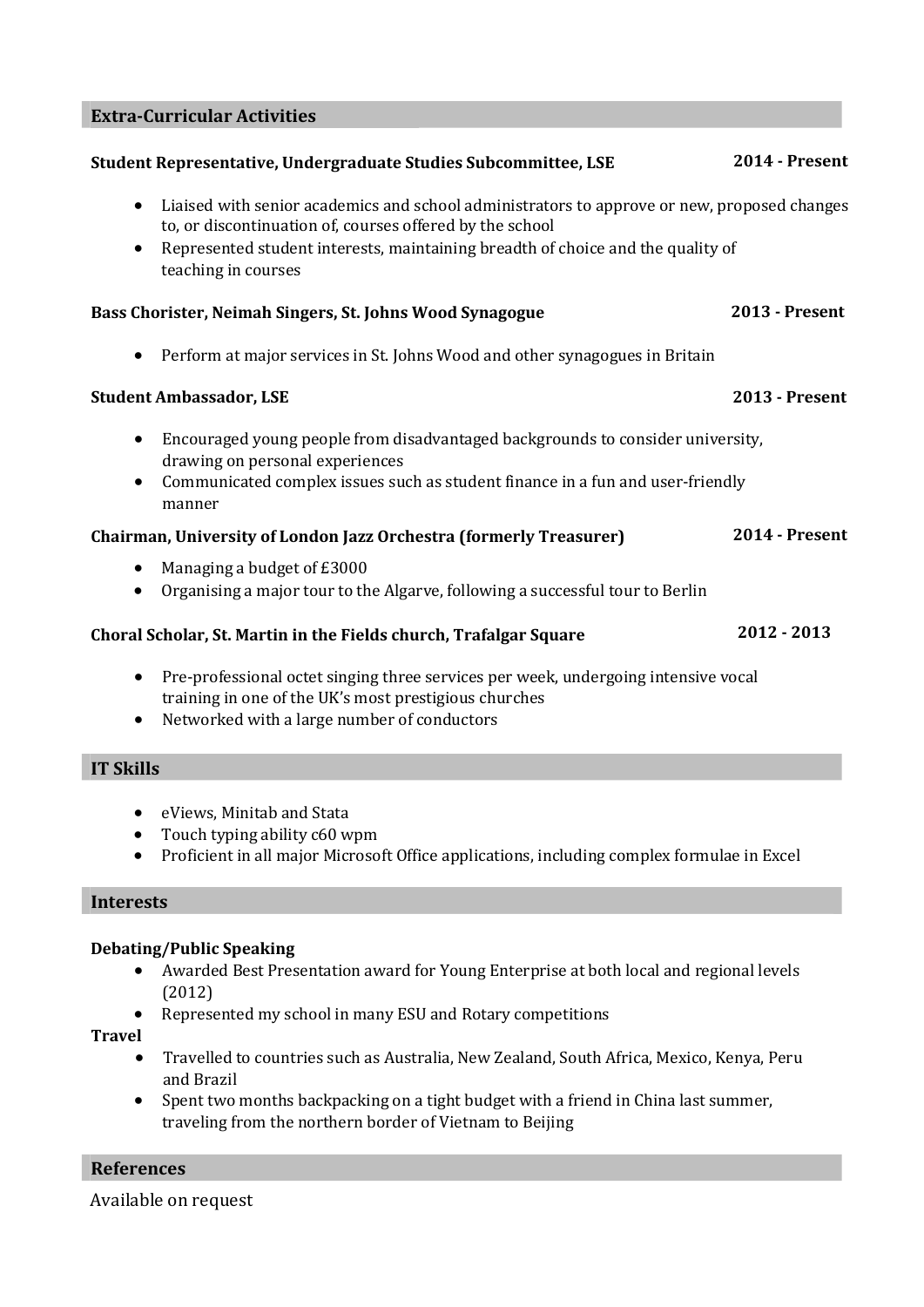## Extra-Curricular Activities

**Student Representative, Undergraduate Studies Subcommittee, LSE** **2014 - Present**

- Liaised with senior academics and school administrators to approve or new, proposed changes to, or discontinuation of, courses offered by the school
- Represented student interests, maintaining breadth of choice and the quality of teaching in courses

**Bass Chorister, Neimah Singers, St. Johns Wood Synagogue** **2013 - Present**

- Perform at major services in St. Johns Wood and other synagogues in Britain

**Student Ambassador, LSE** **2013 - Present**

- Encouraged young people from disadvantaged backgrounds to consider university, drawing on personal experiences
- Communicated complex issues such as student finance in a fun and user-friendly manner

**Chairman, University of London Jazz Orchestra (formerly Treasurer)** **2014 - Present**

- Managing a budget of £3000
- Organising a major tour to the Algarve, following a successful tour to Berlin

**Choral Scholar, St. Martin in the Fields church, Trafalgar Square** **2012 - 2013**

- Pre-professional octet singing three services per week, undergoing intensive vocal training in one of the UK's most prestigious churches
- Networked with a large number of conductors

## IT Skills

- eViews, Minitab and Stata
- Touch typing ability c60 wpm
- Proficient in all major Microsoft Office applications, including complex formulae in Excel

## Interests

**Debating/Public Speaking**

- Awarded Best Presentation award for Young Enterprise at both local and regional levels (2012)
- Represented my school in many ESU and Rotary competitions

**Travel**

- Travelled to countries such as Australia, New Zealand, South Africa, Mexico, Kenya, Peru and Brazil
- Spent two months backpacking on a tight budget with a friend in China last summer, traveling from the northern border of Vietnam to Beijing

## References

Available on request